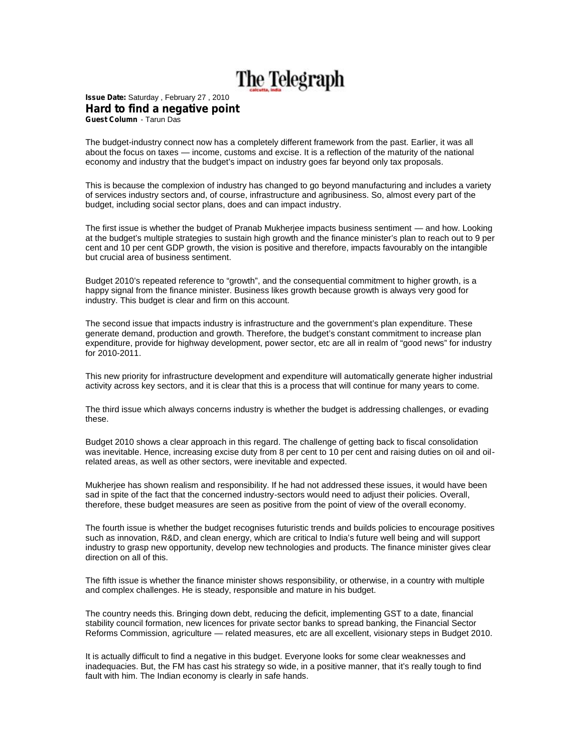The Telegraph

**Issue Date:** Saturday , February 27 , 2010

# Hard to find a negative point

**Guest Column** - Tarun Das

The budget-industry connect now has a completely different framework from the past. Earlier, it was all about the focus on taxes — income, customs and excise. It is a reflection of the maturity of the national economy and industry that the budget's impact on industry goes far beyond only tax proposals.

This is because the complexion of industry has changed to go beyond manufacturing and includes a variety of services industry sectors and, of course, infrastructure and agribusiness. So, almost every part of the budget, including social sector plans, does and can impact industry.

The first issue is whether the budget of Pranab Mukherjee impacts business sentiment — and how. Looking at the budget's multiple strategies to sustain high growth and the finance minister's plan to reach out to 9 per cent and 10 per cent GDP growth, the vision is positive and therefore, impacts favourably on the intangible but crucial area of business sentiment.

Budget 2010's repeated reference to "growth", and the consequential commitment to higher growth, is a happy signal from the finance minister. Business likes growth because growth is always very good for industry. This budget is clear and firm on this account.

The second issue that impacts industry is infrastructure and the government's plan expenditure. These generate demand, production and growth. Therefore, the budget's constant commitment to increase plan expenditure, provide for highway development, power sector, etc are all in realm of "good news" for industry for 2010-2011.

This new priority for infrastructure development and expenditure will automatically generate higher industrial activity across key sectors, and it is clear that this is a process that will continue for many years to come.

The third issue which always concerns industry is whether the budget is addressing challenges, or evading these.

Budget 2010 shows a clear approach in this regard. The challenge of getting back to fiscal consolidation was inevitable. Hence, increasing excise duty from 8 per cent to 10 per cent and raising duties on oil and oil-related areas, as well as other sectors, were inevitable and expected.

Mukherjee has shown realism and responsibility. If he had not addressed these issues, it would have been sad in spite of the fact that the concerned industry-sectors would need to adjust their policies. Overall, therefore, these budget measures are seen as positive from the point of view of the overall economy.

The fourth issue is whether the budget recognises futuristic trends and builds policies to encourage positives such as innovation, R&D, and clean energy, which are critical to India's future well being and will support industry to grasp new opportunity, develop new technologies and products. The finance minister gives clear direction on all of this.

The fifth issue is whether the finance minister shows responsibility, or otherwise, in a country with multiple and complex challenges. He is steady, responsible and mature in his budget.

The country needs this. Bringing down debt, reducing the deficit, implementing GST to a date, financial stability council formation, new licences for private sector banks to spread banking, the Financial Sector Reforms Commission, agriculture — related measures, etc are all excellent, visionary steps in Budget 2010.

It is actually difficult to find a negative in this budget. Everyone looks for some clear weaknesses and inadequacies. But, the FM has cast his strategy so wide, in a positive manner, that it's really tough to find fault with him. The Indian economy is clearly in safe hands.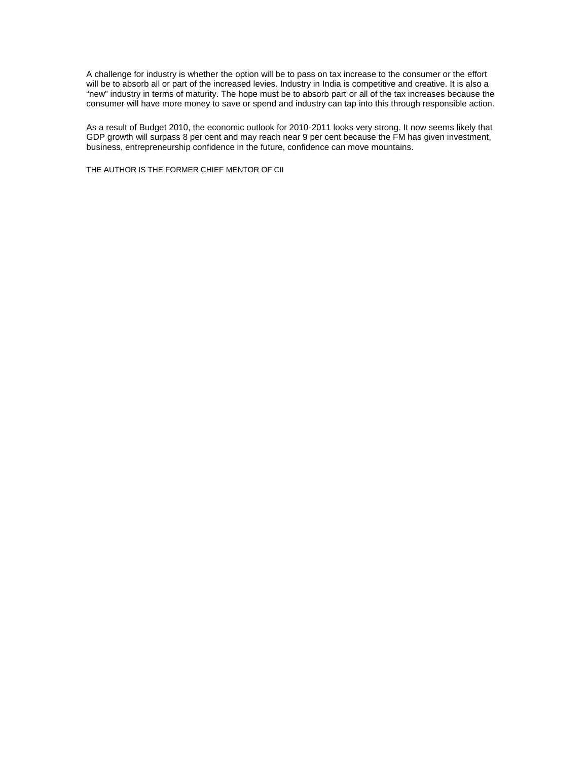A challenge for industry is whether the option will be to pass on tax increase to the consumer or the effort will be to absorb all or part of the increased levies. Industry in India is competitive and creative. It is also a "new" industry in terms of maturity. The hope must be to absorb part or all of the tax increases because the consumer will have more money to save or spend and industry can tap into this through responsible action.

As a result of Budget 2010, the economic outlook for 2010-2011 looks very strong. It now seems likely that GDP growth will surpass 8 per cent and may reach near 9 per cent because the FM has given investment, business, entrepreneurship confidence in the future, confidence can move mountains.

THE AUTHOR IS THE FORMER CHIEF MENTOR OF CII